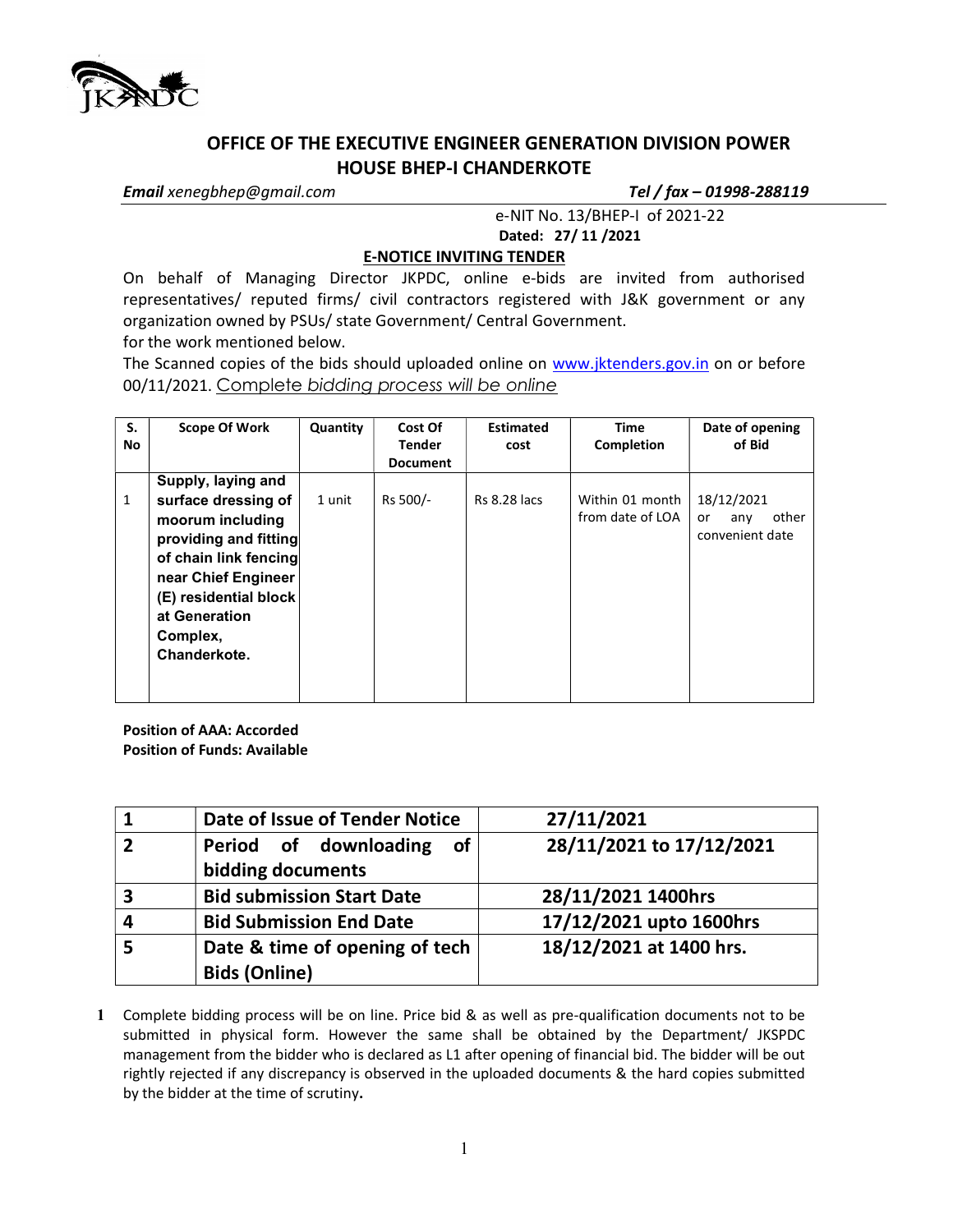# OFFICE OF THE EXECUTIVE ENGINEER GENERATION DIVISION POWER HOUSE BHEP-I CHANDERKOTE

***Email*** *xenegbhep@gmail.com* ***Tel / fax – 01998-288119***

e-NIT No. 13/BHEP-I of 2021-22

**Dated: 27/ 11 /2021**

## E-NOTICE INVITING TENDER

On behalf of Managing Director JKPDC, online e-bids are invited from authorised representatives/ reputed firms/ civil contractors registered with J&K government or any organization owned by PSUs/ state Government/ Central Government.

for the work mentioned below.

The Scanned copies of the bids should uploaded online on www.jktenders.gov.in on or before 00/11/2021. *Complete bidding process will be online*

| S. No | Scope Of Work | Quantity | Cost Of Tender Document | Estimated cost | Time Completion | Date of opening of Bid |
|---|---|---|---|---|---|---|
| 1 | **Supply, laying and surface dressing of moorum including providing and fitting of chain link fencing near Chief Engineer (E) residential block at Generation Complex, Chanderkote.** | 1 unit | Rs 500/- | Rs 8.28 lacs | Within 01 month from date of LOA | 18/12/2021 or any other convenient date |

**Position of AAA: Accorded**
**Position of Funds: Available**

| | | |
|---|---|---|
| **1** | **Date of Issue of Tender Notice** | **27/11/2021** |
| **2** | **Period of downloading of bidding documents** | **28/11/2021 to 17/12/2021** |
| **3** | **Bid submission Start Date** | **28/11/2021 1400hrs** |
| **4** | **Bid Submission End Date** | **17/12/2021 upto 1600hrs** |
| **5** | **Date & time of opening of tech Bids (Online)** | **18/12/2021 at 1400 hrs.** |

1. Complete bidding process will be on line. Price bid & as well as pre-qualification documents not to be submitted in physical form. However the same shall be obtained by the Department/ JKSPDC management from the bidder who is declared as L1 after opening of financial bid. The bidder will be out rightly rejected if any discrepancy is observed in the uploaded documents & the hard copies submitted by the bidder at the time of scrutiny**.**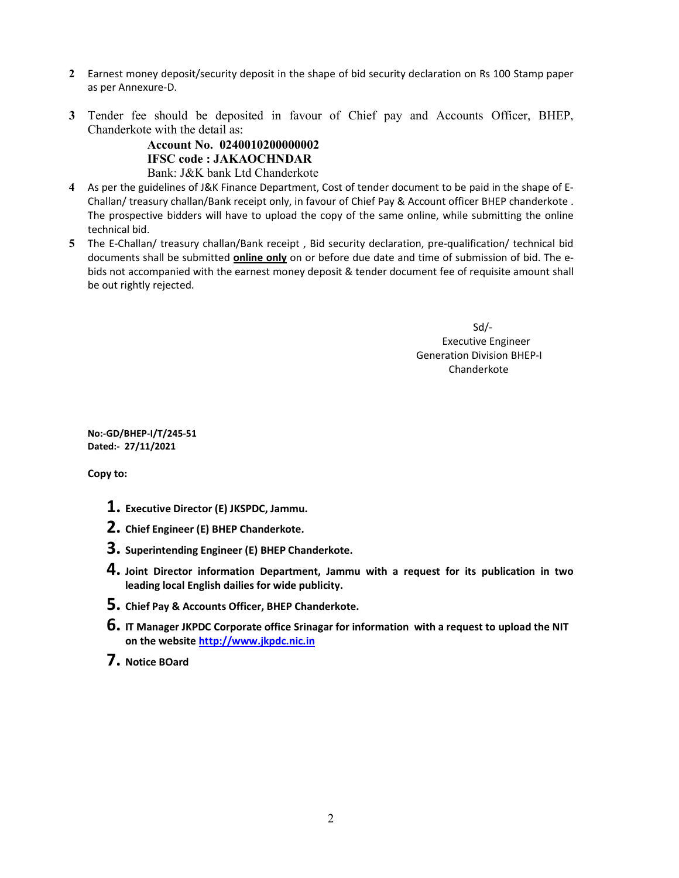2. Earnest money deposit/security deposit in the shape of bid security declaration on Rs 100 Stamp paper as per Annexure-D.

3. Tender fee should be deposited in favour of Chief pay and Accounts Officer, BHEP, Chanderkote with the detail as:

   **Account No. 0240010200000002**
   **IFSC code : JAKAOCHNDAR**
   Bank: J&K bank Ltd Chanderkote

4. As per the guidelines of J&K Finance Department, Cost of tender document to be paid in the shape of E-Challan/ treasury challan/Bank receipt only, in favour of Chief Pay & Account officer BHEP chanderkote . The prospective bidders will have to upload the copy of the same online, while submitting the online technical bid.

5. The E-Challan/ treasury challan/Bank receipt , Bid security declaration, pre-qualification/ technical bid documents shall be submitted **online only** on or before due date and time of submission of bid. The e-bids not accompanied with the earnest money deposit & tender document fee of requisite amount shall be out rightly rejected.

Sd/-
Executive Engineer
Generation Division BHEP-I
Chanderkote

**No:-GD/BHEP-I/T/245-51**
**Dated:- 27/11/2021**

**Copy to:**

1. **Executive Director (E) JKSPDC, Jammu.**
2. **Chief Engineer (E) BHEP Chanderkote.**
3. **Superintending Engineer (E) BHEP Chanderkote.**
4. **Joint Director information Department, Jammu with a request for its publication in two leading local English dailies for wide publicity.**
5. **Chief Pay & Accounts Officer, BHEP Chanderkote.**
6. **IT Manager JKPDC Corporate office Srinagar for information with a request to upload the NIT on the website http://www.jkpdc.nic.in**
7. **Notice BOard**